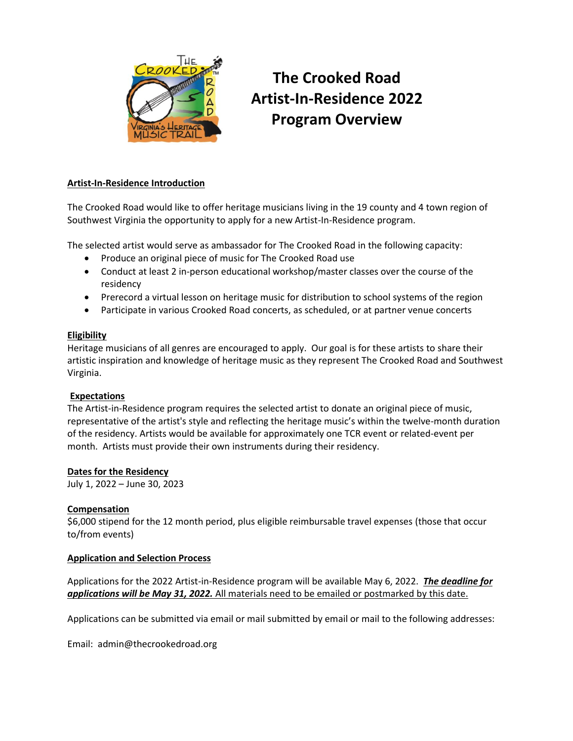# The Crooked Road Artist-In-Residence 2022 Program Overview

**Artist-In-Residence Introduction**

The Crooked Road would like to offer heritage musicians living in the 19 county and 4 town region of Southwest Virginia the opportunity to apply for a new Artist-In-Residence program.

The selected artist would serve as ambassador for The Crooked Road in the following capacity:

- Produce an original piece of music for The Crooked Road use
- Conduct at least 2 in-person educational workshop/master classes over the course of the residency
- Prerecord a virtual lesson on heritage music for distribution to school systems of the region
- Participate in various Crooked Road concerts, as scheduled, or at partner venue concerts

**Eligibility**

Heritage musicians of all genres are encouraged to apply. Our goal is for these artists to share their artistic inspiration and knowledge of heritage music as they represent The Crooked Road and Southwest Virginia.

**Expectations**

The Artist-in-Residence program requires the selected artist to donate an original piece of music, representative of the artist's style and reflecting the heritage music's within the twelve-month duration of the residency. Artists would be available for approximately one TCR event or related-event per month. Artists must provide their own instruments during their residency.

**Dates for the Residency**

July 1, 2022 – June 30, 2023

**Compensation**

$6,000 stipend for the 12 month period, plus eligible reimbursable travel expenses (those that occur to/from events)

**Application and Selection Process**

Applications for the 2022 Artist-in-Residence program will be available May 6, 2022. ***The deadline for applications will be May 31, 2022.*** All materials need to be emailed or postmarked by this date.

Applications can be submitted via email or mail submitted by email or mail to the following addresses:

Email: admin@thecrookedroad.org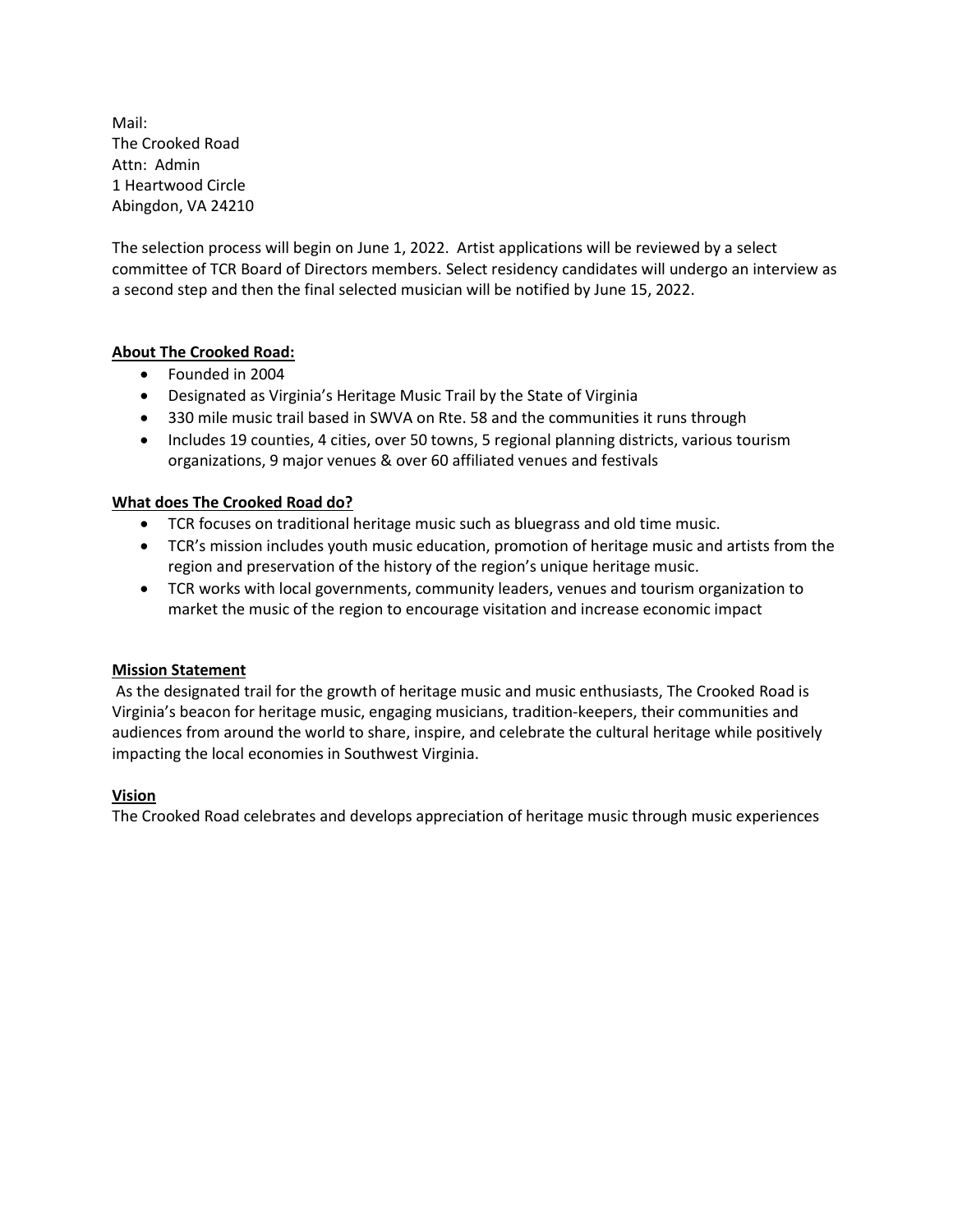Mail:
The Crooked Road
Attn: Admin
1 Heartwood Circle
Abingdon, VA 24210

The selection process will begin on June 1, 2022. Artist applications will be reviewed by a select committee of TCR Board of Directors members. Select residency candidates will undergo an interview as a second step and then the final selected musician will be notified by June 15, 2022.

**About The Crooked Road:**

- Founded in 2004
- Designated as Virginia's Heritage Music Trail by the State of Virginia
- 330 mile music trail based in SWVA on Rte. 58 and the communities it runs through
- Includes 19 counties, 4 cities, over 50 towns, 5 regional planning districts, various tourism organizations, 9 major venues & over 60 affiliated venues and festivals

**What does The Crooked Road do?**

- TCR focuses on traditional heritage music such as bluegrass and old time music.
- TCR's mission includes youth music education, promotion of heritage music and artists from the region and preservation of the history of the region's unique heritage music.
- TCR works with local governments, community leaders, venues and tourism organization to market the music of the region to encourage visitation and increase economic impact

**Mission Statement**

As the designated trail for the growth of heritage music and music enthusiasts, The Crooked Road is Virginia's beacon for heritage music, engaging musicians, tradition-keepers, their communities and audiences from around the world to share, inspire, and celebrate the cultural heritage while positively impacting the local economies in Southwest Virginia.

**Vision**

The Crooked Road celebrates and develops appreciation of heritage music through music experiences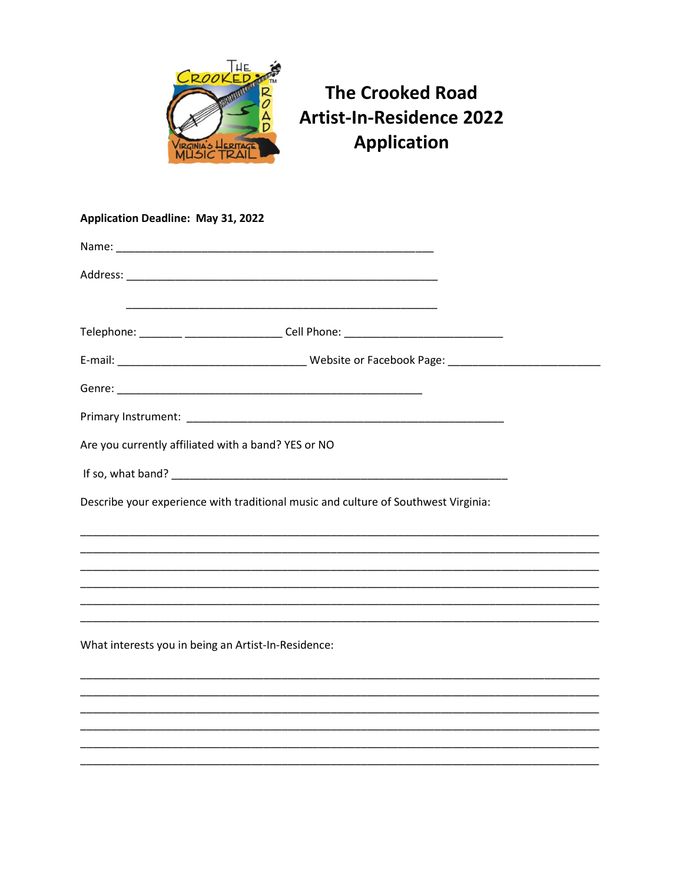# The Crooked Road Artist-In-Residence 2022 Application

**Application Deadline: May 31, 2022**

Name: _______________________________________________

Address: _______________________________________________

_______________________________________________

Telephone: _______ _______________ Cell Phone: _______________________

E-mail: ___________________________ Website or Facebook Page: ______________________

Genre: _______________________________________________

Primary Instrument: _______________________________________________

Are you currently affiliated with a band? YES or NO

If so, what band? _______________________________________________

Describe your experience with traditional music and culture of Southwest Virginia:

_______________________________________________________________________________

_______________________________________________________________________________

_______________________________________________________________________________

_______________________________________________________________________________

_______________________________________________________________________________

_______________________________________________________________________________

What interests you in being an Artist-In-Residence:

_______________________________________________________________________________

_______________________________________________________________________________

_______________________________________________________________________________

_______________________________________________________________________________

_______________________________________________________________________________

_______________________________________________________________________________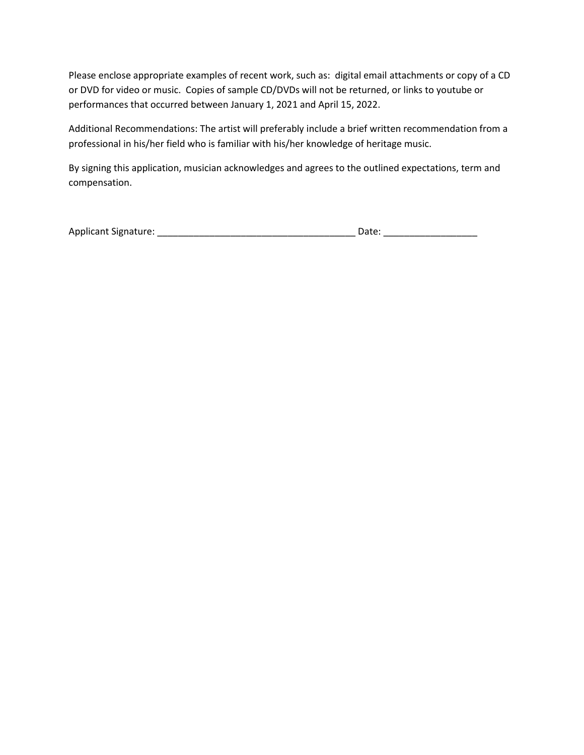Please enclose appropriate examples of recent work, such as: digital email attachments or copy of a CD or DVD for video or music. Copies of sample CD/DVDs will not be returned, or links to youtube or performances that occurred between January 1, 2021 and April 15, 2022.

Additional Recommendations: The artist will preferably include a brief written recommendation from a professional in his/her field who is familiar with his/her knowledge of heritage music.

By signing this application, musician acknowledges and agrees to the outlined expectations, term and compensation.

Applicant Signature: ______________________________________ Date: __________________